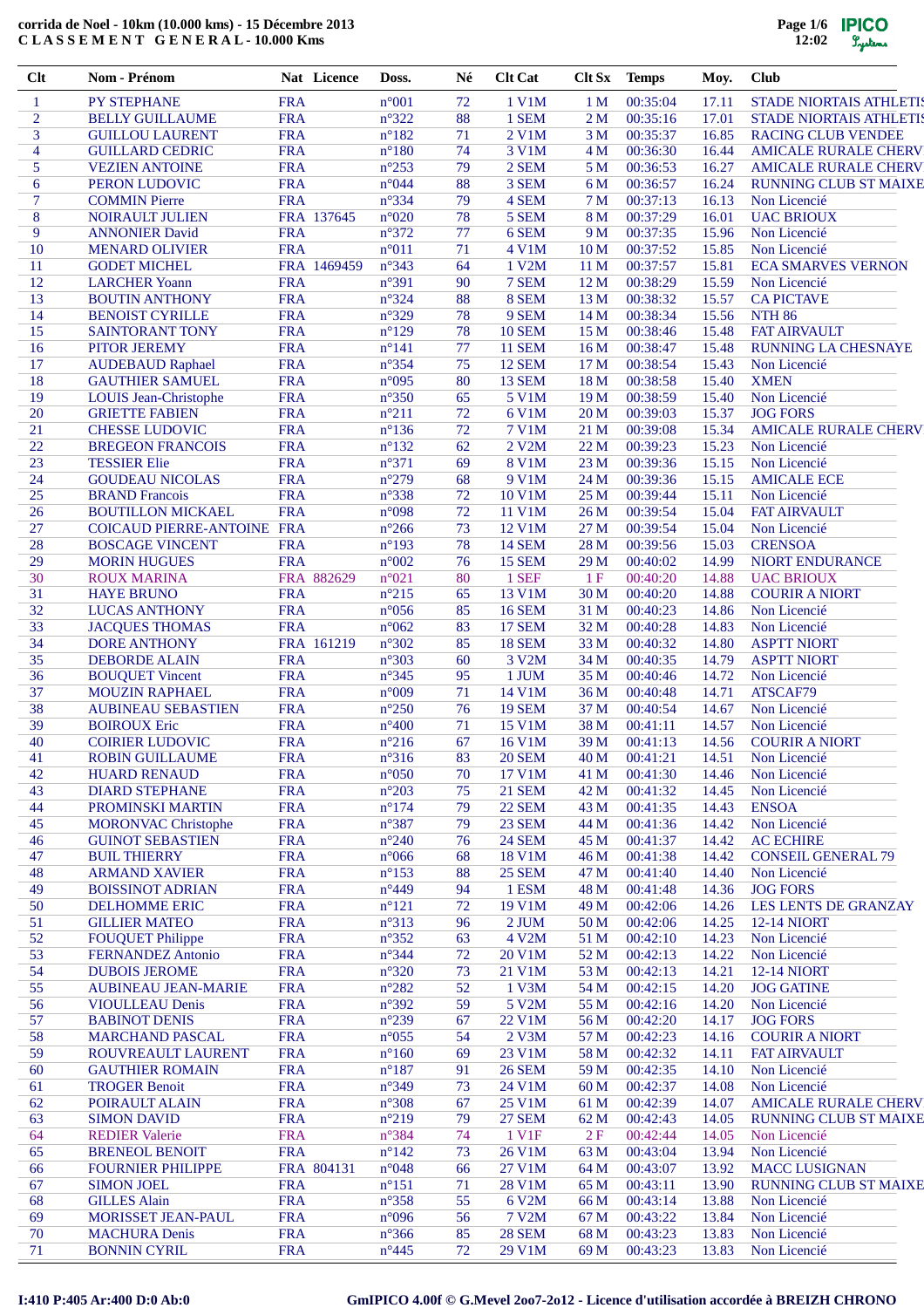**corrida de Noel - 10km (10.000 kms) - 15 Décembre 2013**
**C L A S S E M E N T  G E N E R A L - 10.000 Kms**

| Clt | Nom - Prénom | Nat | Licence | Doss. | Né | Clt Cat | Clt Sx | Temps | Moy. | Club |
|---|---|---|---|---|---|---|---|---|---|---|
| 1 | PY STEPHANE | FRA | | n°001 | 72 | 1 V1M | 1 M | 00:35:04 | 17.11 | STADE NIORTAIS ATHLETIS |
| 2 | BELLY GUILLAUME | FRA | | n°322 | 88 | 1 SEM | 2 M | 00:35:16 | 17.01 | STADE NIORTAIS ATHLETIS |
| 3 | GUILLOU LAURENT | FRA | | n°182 | 71 | 2 V1M | 3 M | 00:35:37 | 16.85 | RACING CLUB VENDEE |
| 4 | GUILLARD CEDRIC | FRA | | n°180 | 74 | 3 V1M | 4 M | 00:36:30 | 16.44 | AMICALE RURALE CHERV |
| 5 | VEZIEN ANTOINE | FRA | | n°253 | 79 | 2 SEM | 5 M | 00:36:53 | 16.27 | AMICALE RURALE CHERV |
| 6 | PERON LUDOVIC | FRA | | n°044 | 88 | 3 SEM | 6 M | 00:36:57 | 16.24 | RUNNING CLUB ST MAIXE |
| 7 | COMMIN Pierre | FRA | | n°334 | 79 | 4 SEM | 7 M | 00:37:13 | 16.13 | Non Licencié |
| 8 | NOIRAULT JULIEN | FRA | 137645 | n°020 | 78 | 5 SEM | 8 M | 00:37:29 | 16.01 | UAC BRIOUX |
| 9 | ANNONIER David | FRA | | n°372 | 77 | 6 SEM | 9 M | 00:37:35 | 15.96 | Non Licencié |
| 10 | MENARD OLIVIER | FRA | | n°011 | 71 | 4 V1M | 10 M | 00:37:52 | 15.85 | Non Licencié |
| 11 | GODET MICHEL | FRA | 1469459 | n°343 | 64 | 1 V2M | 11 M | 00:37:57 | 15.81 | ECA SMARVES VERNON |
| 12 | LARCHER Yoann | FRA | | n°391 | 90 | 7 SEM | 12 M | 00:38:29 | 15.59 | Non Licencié |
| 13 | BOUTIN ANTHONY | FRA | | n°324 | 88 | 8 SEM | 13 M | 00:38:32 | 15.57 | CA PICTAVE |
| 14 | BENOIST CYRILLE | FRA | | n°329 | 78 | 9 SEM | 14 M | 00:38:34 | 15.56 | NTH 86 |
| 15 | SAINTORANT TONY | FRA | | n°129 | 78 | 10 SEM | 15 M | 00:38:46 | 15.48 | FAT AIRVAULT |
| 16 | PITOR JEREMY | FRA | | n°141 | 77 | 11 SEM | 16 M | 00:38:47 | 15.48 | RUNNING LA CHESNAYE |
| 17 | AUDEBAUD Raphael | FRA | | n°354 | 75 | 12 SEM | 17 M | 00:38:54 | 15.43 | Non Licencié |
| 18 | GAUTHIER SAMUEL | FRA | | n°095 | 80 | 13 SEM | 18 M | 00:38:58 | 15.40 | XMEN |
| 19 | LOUIS Jean-Christophe | FRA | | n°350 | 65 | 5 V1M | 19 M | 00:38:59 | 15.40 | Non Licencié |
| 20 | GRIETTE FABIEN | FRA | | n°211 | 72 | 6 V1M | 20 M | 00:39:03 | 15.37 | JOG FORS |
| 21 | CHESSE LUDOVIC | FRA | | n°136 | 72 | 7 V1M | 21 M | 00:39:08 | 15.34 | AMICALE RURALE CHERV |
| 22 | BREGEON FRANCOIS | FRA | | n°132 | 62 | 2 V2M | 22 M | 00:39:23 | 15.23 | Non Licencié |
| 23 | TESSIER Elie | FRA | | n°371 | 69 | 8 V1M | 23 M | 00:39:36 | 15.15 | Non Licencié |
| 24 | GOUDEAU NICOLAS | FRA | | n°279 | 68 | 9 V1M | 24 M | 00:39:36 | 15.15 | AMICALE ECE |
| 25 | BRAND Francois | FRA | | n°338 | 72 | 10 V1M | 25 M | 00:39:44 | 15.11 | Non Licencié |
| 26 | BOUTILLON MICKAEL | FRA | | n°098 | 72 | 11 V1M | 26 M | 00:39:54 | 15.04 | FAT AIRVAULT |
| 27 | COICAUD PIERRE-ANTOINE | FRA | | n°266 | 73 | 12 V1M | 27 M | 00:39:54 | 15.04 | Non Licencié |
| 28 | BOSCAGE VINCENT | FRA | | n°193 | 78 | 14 SEM | 28 M | 00:39:56 | 15.03 | CRENSOA |
| 29 | MORIN HUGUES | FRA | | n°002 | 76 | 15 SEM | 29 M | 00:40:02 | 14.99 | NIORT ENDURANCE |
| 30 | ROUX MARINA | FRA | 882629 | n°021 | 80 | 1 SEF | 1 F | 00:40:20 | 14.88 | UAC BRIOUX |
| 31 | HAYE BRUNO | FRA | | n°215 | 65 | 13 V1M | 30 M | 00:40:20 | 14.88 | COURIR A NIORT |
| 32 | LUCAS ANTHONY | FRA | | n°056 | 85 | 16 SEM | 31 M | 00:40:23 | 14.86 | Non Licencié |
| 33 | JACQUES THOMAS | FRA | | n°062 | 83 | 17 SEM | 32 M | 00:40:28 | 14.83 | Non Licencié |
| 34 | DORE ANTHONY | FRA | 161219 | n°302 | 85 | 18 SEM | 33 M | 00:40:32 | 14.80 | ASPTT NIORT |
| 35 | DEBORDE ALAIN | FRA | | n°303 | 60 | 3 V2M | 34 M | 00:40:35 | 14.79 | ASPTT NIORT |
| 36 | BOUQUET Vincent | FRA | | n°345 | 95 | 1 JUM | 35 M | 00:40:46 | 14.72 | Non Licencié |
| 37 | MOUZIN RAPHAEL | FRA | | n°009 | 71 | 14 V1M | 36 M | 00:40:48 | 14.71 | ATSCAF79 |
| 38 | AUBINEAU SEBASTIEN | FRA | | n°250 | 76 | 19 SEM | 37 M | 00:40:54 | 14.67 | Non Licencié |
| 39 | BOIROUX Eric | FRA | | n°400 | 71 | 15 V1M | 38 M | 00:41:11 | 14.57 | Non Licencié |
| 40 | COIRIER LUDOVIC | FRA | | n°216 | 67 | 16 V1M | 39 M | 00:41:13 | 14.56 | COURIR A NIORT |
| 41 | ROBIN GUILLAUME | FRA | | n°316 | 83 | 20 SEM | 40 M | 00:41:21 | 14.51 | Non Licencié |
| 42 | HUARD RENAUD | FRA | | n°050 | 70 | 17 V1M | 41 M | 00:41:30 | 14.46 | Non Licencié |
| 43 | DIARD STEPHANE | FRA | | n°203 | 75 | 21 SEM | 42 M | 00:41:32 | 14.45 | Non Licencié |
| 44 | PROMINSKI MARTIN | FRA | | n°174 | 79 | 22 SEM | 43 M | 00:41:35 | 14.43 | ENSOA |
| 45 | MORONVAC Christophe | FRA | | n°387 | 79 | 23 SEM | 44 M | 00:41:36 | 14.42 | Non Licencié |
| 46 | GUINOT SEBASTIEN | FRA | | n°240 | 76 | 24 SEM | 45 M | 00:41:37 | 14.42 | AC ECHIRE |
| 47 | BUIL THIERRY | FRA | | n°066 | 68 | 18 V1M | 46 M | 00:41:38 | 14.42 | CONSEIL GENERAL 79 |
| 48 | ARMAND XAVIER | FRA | | n°153 | 88 | 25 SEM | 47 M | 00:41:40 | 14.40 | Non Licencié |
| 49 | BOISSINOT ADRIAN | FRA | | n°449 | 94 | 1 ESM | 48 M | 00:41:48 | 14.36 | JOG FORS |
| 50 | DELHOMME ERIC | FRA | | n°121 | 72 | 19 V1M | 49 M | 00:42:06 | 14.26 | LES LENTS DE GRANZAY |
| 51 | GILLIER MATEO | FRA | | n°313 | 96 | 2 JUM | 50 M | 00:42:06 | 14.25 | 12-14 NIORT |
| 52 | FOUQUET Philippe | FRA | | n°352 | 63 | 4 V2M | 51 M | 00:42:10 | 14.23 | Non Licencié |
| 53 | FERNANDEZ Antonio | FRA | | n°344 | 72 | 20 V1M | 52 M | 00:42:13 | 14.22 | Non Licencié |
| 54 | DUBOIS JEROME | FRA | | n°320 | 73 | 21 V1M | 53 M | 00:42:13 | 14.21 | 12-14 NIORT |
| 55 | AUBINEAU JEAN-MARIE | FRA | | n°282 | 52 | 1 V3M | 54 M | 00:42:15 | 14.20 | JOG GATINE |
| 56 | VIOULLEAU Denis | FRA | | n°392 | 59 | 5 V2M | 55 M | 00:42:16 | 14.20 | Non Licencié |
| 57 | BABINOT DENIS | FRA | | n°239 | 67 | 22 V1M | 56 M | 00:42:20 | 14.17 | JOG FORS |
| 58 | MARCHAND PASCAL | FRA | | n°055 | 54 | 2 V3M | 57 M | 00:42:23 | 14.16 | COURIR A NIORT |
| 59 | ROUVREAULT LAURENT | FRA | | n°160 | 69 | 23 V1M | 58 M | 00:42:32 | 14.11 | FAT AIRVAULT |
| 60 | GAUTHIER ROMAIN | FRA | | n°187 | 91 | 26 SEM | 59 M | 00:42:35 | 14.10 | Non Licencié |
| 61 | TROGER Benoit | FRA | | n°349 | 73 | 24 V1M | 60 M | 00:42:37 | 14.08 | Non Licencié |
| 62 | POIRAULT ALAIN | FRA | | n°308 | 67 | 25 V1M | 61 M | 00:42:39 | 14.07 | AMICALE RURALE CHERV |
| 63 | SIMON DAVID | FRA | | n°219 | 79 | 27 SEM | 62 M | 00:42:43 | 14.05 | RUNNING CLUB ST MAIXE |
| 64 | REDIER Valerie | FRA | | n°384 | 74 | 1 V1F | 2 F | 00:42:44 | 14.05 | Non Licencié |
| 65 | BRENEOL BENOIT | FRA | | n°142 | 73 | 26 V1M | 63 M | 00:43:04 | 13.94 | Non Licencié |
| 66 | FOURNIER PHILIPPE | FRA | 804131 | n°048 | 66 | 27 V1M | 64 M | 00:43:07 | 13.92 | MACC LUSIGNAN |
| 67 | SIMON JOEL | FRA | | n°151 | 71 | 28 V1M | 65 M | 00:43:11 | 13.90 | RUNNING CLUB ST MAIXE |
| 68 | GILLES Alain | FRA | | n°358 | 55 | 6 V2M | 66 M | 00:43:14 | 13.88 | Non Licencié |
| 69 | MORISSET JEAN-PAUL | FRA | | n°096 | 56 | 7 V2M | 67 M | 00:43:22 | 13.84 | Non Licencié |
| 70 | MACHURA Denis | FRA | | n°366 | 85 | 28 SEM | 68 M | 00:43:23 | 13.83 | Non Licencié |
| 71 | BONNIN CYRIL | FRA | | n°445 | 72 | 29 V1M | 69 M | 00:43:23 | 13.83 | Non Licencié |

I:410 P:405 Ar:400 D:0 Ab:0

GmIPICO 4.00f © G.Mevel 2oo7-2o12 - Licence d'utilisation accordée à BREIZH CHRONO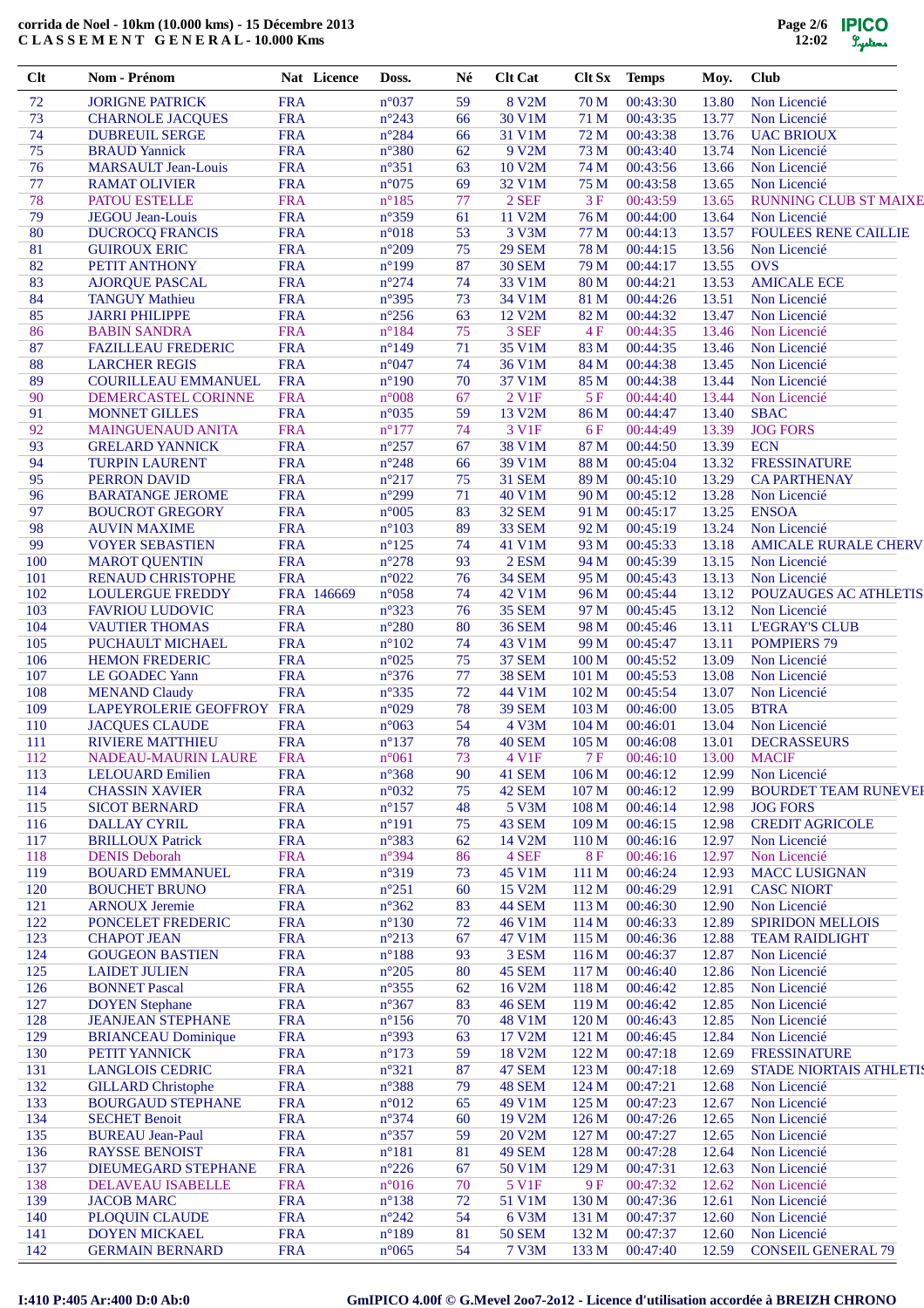**corrida de Noel - 10km (10.000 kms) - 15 Décembre 2013**
**C L A S S E M E N T   G E N E R A L - 10.000 Kms**

| Clt | Nom - Prénom | Nat | Licence | Doss. | Né | Clt Cat | Clt Sx | Temps | Moy. | Club |
|---|---|---|---|---|---|---|---|---|---|---|
| 72 | JORIGNE PATRICK | FRA | | n°037 | 59 | 8 V2M | 70 M | 00:43:30 | 13.80 | Non Licencié |
| 73 | CHARNOLE JACQUES | FRA | | n°243 | 66 | 30 V1M | 71 M | 00:43:35 | 13.77 | Non Licencié |
| 74 | DUBREUIL SERGE | FRA | | n°284 | 66 | 31 V1M | 72 M | 00:43:38 | 13.76 | UAC BRIOUX |
| 75 | BRAUD Yannick | FRA | | n°380 | 62 | 9 V2M | 73 M | 00:43:40 | 13.74 | Non Licencié |
| 76 | MARSAULT Jean-Louis | FRA | | n°351 | 63 | 10 V2M | 74 M | 00:43:56 | 13.66 | Non Licencié |
| 77 | RAMAT OLIVIER | FRA | | n°075 | 69 | 32 V1M | 75 M | 00:43:58 | 13.65 | Non Licencié |
| 78 | PATOU ESTELLE | FRA | | n°185 | 77 | 2 SEF | 3 F | 00:43:59 | 13.65 | RUNNING CLUB ST MAIXE |
| 79 | JEGOU Jean-Louis | FRA | | n°359 | 61 | 11 V2M | 76 M | 00:44:00 | 13.64 | Non Licencié |
| 80 | DUCROCQ FRANCIS | FRA | | n°018 | 53 | 3 V3M | 77 M | 00:44:13 | 13.57 | FOULEES RENE CAILLIE |
| 81 | GUIROUX ERIC | FRA | | n°209 | 75 | 29 SEM | 78 M | 00:44:15 | 13.56 | Non Licencié |
| 82 | PETIT ANTHONY | FRA | | n°199 | 87 | 30 SEM | 79 M | 00:44:17 | 13.55 | OVS |
| 83 | AJORQUE PASCAL | FRA | | n°274 | 74 | 33 V1M | 80 M | 00:44:21 | 13.53 | AMICALE ECE |
| 84 | TANGUY Mathieu | FRA | | n°395 | 73 | 34 V1M | 81 M | 00:44:26 | 13.51 | Non Licencié |
| 85 | JARRI PHILIPPE | FRA | | n°256 | 63 | 12 V2M | 82 M | 00:44:32 | 13.47 | Non Licencié |
| 86 | BABIN SANDRA | FRA | | n°184 | 75 | 3 SEF | 4 F | 00:44:35 | 13.46 | Non Licencié |
| 87 | FAZILLEAU FREDERIC | FRA | | n°149 | 71 | 35 V1M | 83 M | 00:44:35 | 13.46 | Non Licencié |
| 88 | LARCHER REGIS | FRA | | n°047 | 74 | 36 V1M | 84 M | 00:44:38 | 13.45 | Non Licencié |
| 89 | COURILLEAU EMMANUEL | FRA | | n°190 | 70 | 37 V1M | 85 M | 00:44:38 | 13.44 | Non Licencié |
| 90 | DEMERCASTEL CORINNE | FRA | | n°008 | 67 | 2 V1F | 5 F | 00:44:40 | 13.44 | Non Licencié |
| 91 | MONNET GILLES | FRA | | n°035 | 59 | 13 V2M | 86 M | 00:44:47 | 13.40 | SBAC |
| 92 | MAINGUENAUD ANITA | FRA | | n°177 | 74 | 3 V1F | 6 F | 00:44:49 | 13.39 | JOG FORS |
| 93 | GRELARD YANNICK | FRA | | n°257 | 67 | 38 V1M | 87 M | 00:44:50 | 13.39 | ECN |
| 94 | TURPIN LAURENT | FRA | | n°248 | 66 | 39 V1M | 88 M | 00:45:04 | 13.32 | FRESSINATURE |
| 95 | PERRON DAVID | FRA | | n°217 | 75 | 31 SEM | 89 M | 00:45:10 | 13.29 | CA PARTHENAY |
| 96 | BARATANGE JEROME | FRA | | n°299 | 71 | 40 V1M | 90 M | 00:45:12 | 13.28 | Non Licencié |
| 97 | BOUCROT GREGORY | FRA | | n°005 | 83 | 32 SEM | 91 M | 00:45:17 | 13.25 | ENSOA |
| 98 | AUVIN MAXIME | FRA | | n°103 | 89 | 33 SEM | 92 M | 00:45:19 | 13.24 | Non Licencié |
| 99 | VOYER SEBASTIEN | FRA | | n°125 | 74 | 41 V1M | 93 M | 00:45:33 | 13.18 | AMICALE RURALE CHERV |
| 100 | MAROT QUENTIN | FRA | | n°278 | 93 | 2 ESM | 94 M | 00:45:39 | 13.15 | Non Licencié |
| 101 | RENAUD CHRISTOPHE | FRA | | n°022 | 76 | 34 SEM | 95 M | 00:45:43 | 13.13 | Non Licencié |
| 102 | LOULERGUE FREDDY | FRA | 146669 | n°058 | 74 | 42 V1M | 96 M | 00:45:44 | 13.12 | POUZAUGES AC ATHLETIS |
| 103 | FAVRIOU LUDOVIC | FRA | | n°323 | 76 | 35 SEM | 97 M | 00:45:45 | 13.12 | Non Licencié |
| 104 | VAUTIER THOMAS | FRA | | n°280 | 80 | 36 SEM | 98 M | 00:45:46 | 13.11 | L'EGRAY'S CLUB |
| 105 | PUCHAULT MICHAEL | FRA | | n°102 | 74 | 43 V1M | 99 M | 00:45:47 | 13.11 | POMPIERS 79 |
| 106 | HEMON FREDERIC | FRA | | n°025 | 75 | 37 SEM | 100 M | 00:45:52 | 13.09 | Non Licencié |
| 107 | LE GOADEC Yann | FRA | | n°376 | 77 | 38 SEM | 101 M | 00:45:53 | 13.08 | Non Licencié |
| 108 | MENAND Claudy | FRA | | n°335 | 72 | 44 V1M | 102 M | 00:45:54 | 13.07 | Non Licencié |
| 109 | LAPEYROLERIE GEOFFROY | FRA | | n°029 | 78 | 39 SEM | 103 M | 00:46:00 | 13.05 | BTRA |
| 110 | JACQUES CLAUDE | FRA | | n°063 | 54 | 4 V3M | 104 M | 00:46:01 | 13.04 | Non Licencié |
| 111 | RIVIERE MATTHIEU | FRA | | n°137 | 78 | 40 SEM | 105 M | 00:46:08 | 13.01 | DECRASSEURS |
| 112 | NADEAU-MAURIN LAURE | FRA | | n°061 | 73 | 4 V1F | 7 F | 00:46:10 | 13.00 | MACIF |
| 113 | LELOUARD Emilien | FRA | | n°368 | 90 | 41 SEM | 106 M | 00:46:12 | 12.99 | Non Licencié |
| 114 | CHASSIN XAVIER | FRA | | n°032 | 75 | 42 SEM | 107 M | 00:46:12 | 12.99 | BOURDET TEAM RUNEVEI |
| 115 | SICOT BERNARD | FRA | | n°157 | 48 | 5 V3M | 108 M | 00:46:14 | 12.98 | JOG FORS |
| 116 | DALLAY CYRIL | FRA | | n°191 | 75 | 43 SEM | 109 M | 00:46:15 | 12.98 | CREDIT AGRICOLE |
| 117 | BRILLOUX Patrick | FRA | | n°383 | 62 | 14 V2M | 110 M | 00:46:16 | 12.97 | Non Licencié |
| 118 | DENIS Deborah | FRA | | n°394 | 86 | 4 SEF | 8 F | 00:46:16 | 12.97 | Non Licencié |
| 119 | BOUARD EMMANUEL | FRA | | n°319 | 73 | 45 V1M | 111 M | 00:46:24 | 12.93 | MACC LUSIGNAN |
| 120 | BOUCHET BRUNO | FRA | | n°251 | 60 | 15 V2M | 112 M | 00:46:29 | 12.91 | CASC NIORT |
| 121 | ARNOUX Jeremie | FRA | | n°362 | 83 | 44 SEM | 113 M | 00:46:30 | 12.90 | Non Licencié |
| 122 | PONCELET FREDERIC | FRA | | n°130 | 72 | 46 V1M | 114 M | 00:46:33 | 12.89 | SPIRIDON MELLOIS |
| 123 | CHAPOT JEAN | FRA | | n°213 | 67 | 47 V1M | 115 M | 00:46:36 | 12.88 | TEAM RAIDLIGHT |
| 124 | GOUGEON BASTIEN | FRA | | n°188 | 93 | 3 ESM | 116 M | 00:46:37 | 12.87 | Non Licencié |
| 125 | LAIDET JULIEN | FRA | | n°205 | 80 | 45 SEM | 117 M | 00:46:40 | 12.86 | Non Licencié |
| 126 | BONNET Pascal | FRA | | n°355 | 62 | 16 V2M | 118 M | 00:46:42 | 12.85 | Non Licencié |
| 127 | DOYEN Stephane | FRA | | n°367 | 83 | 46 SEM | 119 M | 00:46:42 | 12.85 | Non Licencié |
| 128 | JEANJEAN STEPHANE | FRA | | n°156 | 70 | 48 V1M | 120 M | 00:46:43 | 12.85 | Non Licencié |
| 129 | BRIANCEAU Dominique | FRA | | n°393 | 63 | 17 V2M | 121 M | 00:46:45 | 12.84 | Non Licencié |
| 130 | PETIT YANNICK | FRA | | n°173 | 59 | 18 V2M | 122 M | 00:47:18 | 12.69 | FRESSINATURE |
| 131 | LANGLOIS CEDRIC | FRA | | n°321 | 87 | 47 SEM | 123 M | 00:47:18 | 12.69 | STADE NIORTAIS ATHLETIS |
| 132 | GILLARD Christophe | FRA | | n°388 | 79 | 48 SEM | 124 M | 00:47:21 | 12.68 | Non Licencié |
| 133 | BOURGAUD STEPHANE | FRA | | n°012 | 65 | 49 V1M | 125 M | 00:47:23 | 12.67 | Non Licencié |
| 134 | SECHET Benoit | FRA | | n°374 | 60 | 19 V2M | 126 M | 00:47:26 | 12.65 | Non Licencié |
| 135 | BUREAU Jean-Paul | FRA | | n°357 | 59 | 20 V2M | 127 M | 00:47:27 | 12.65 | Non Licencié |
| 136 | RAYSSE BENOIST | FRA | | n°181 | 81 | 49 SEM | 128 M | 00:47:28 | 12.64 | Non Licencié |
| 137 | DIEUMEGARD STEPHANE | FRA | | n°226 | 67 | 50 V1M | 129 M | 00:47:31 | 12.63 | Non Licencié |
| 138 | DELAVEAU ISABELLE | FRA | | n°016 | 70 | 5 V1F | 9 F | 00:47:32 | 12.62 | Non Licencié |
| 139 | JACOB MARC | FRA | | n°138 | 72 | 51 V1M | 130 M | 00:47:36 | 12.61 | Non Licencié |
| 140 | PLOQUIN CLAUDE | FRA | | n°242 | 54 | 6 V3M | 131 M | 00:47:37 | 12.60 | Non Licencié |
| 141 | DOYEN MICKAEL | FRA | | n°189 | 81 | 50 SEM | 132 M | 00:47:37 | 12.60 | Non Licencié |
| 142 | GERMAIN BERNARD | FRA | | n°065 | 54 | 7 V3M | 133 M | 00:47:40 | 12.59 | CONSEIL GENERAL 79 |

I:410 P:405 Ar:400 D:0 Ab:0

GmIPICO 4.00f © G.Mevel 2oo7-2o12 - Licence d'utilisation accordée à BREIZH CHRONO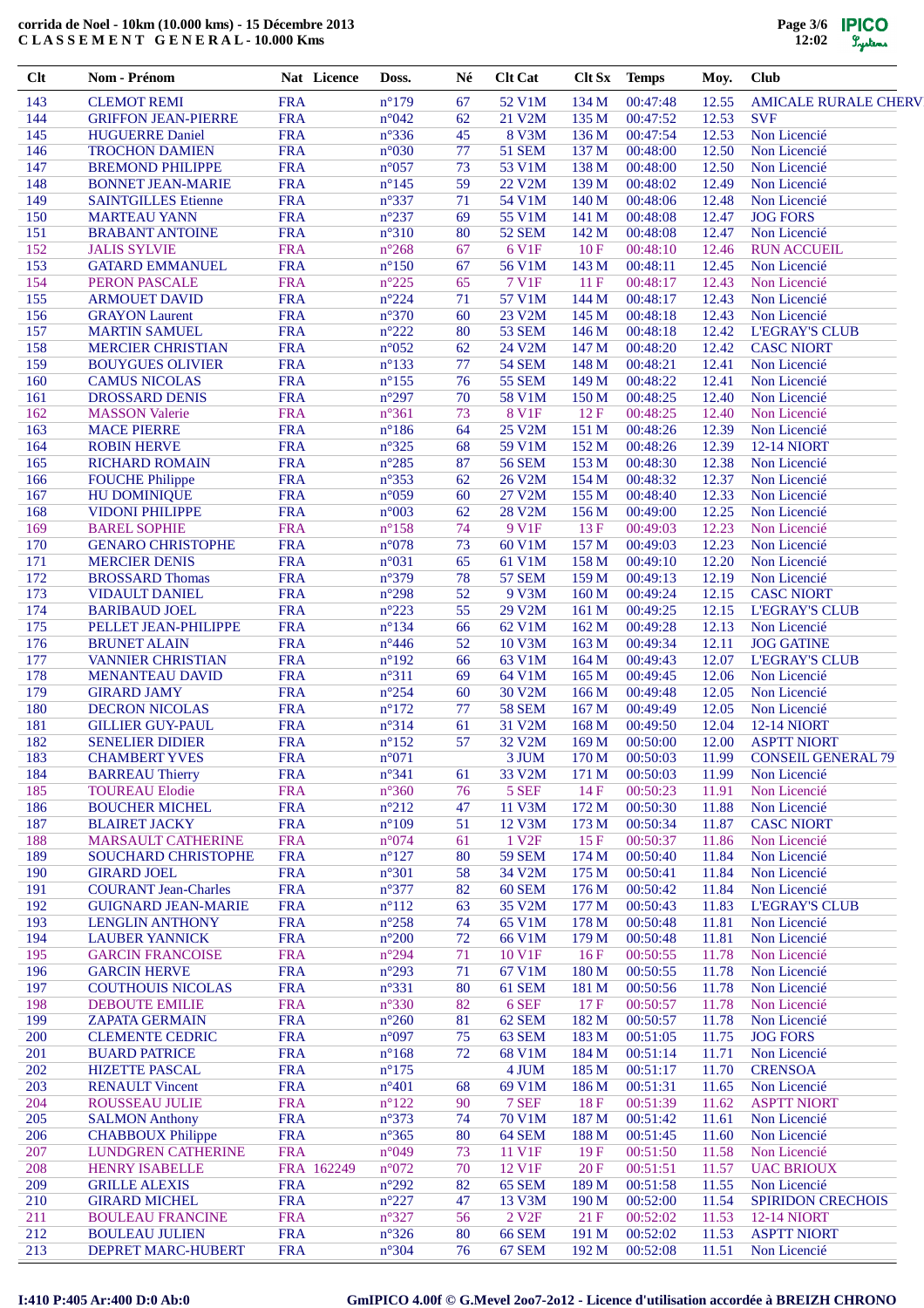**corrida de Noel - 10km (10.000 kms) - 15 Décembre 2013**
**CLASSEMENT GENERAL - 10.000 Kms**

| Clt | Nom - Prénom | Nat | Licence | Doss. | Né | Clt Cat | Clt Sx | Temps | Moy. | Club |
|---|---|---|---|---|---|---|---|---|---|---|
| 143 | CLEMOT REMI | FRA | | n°179 | 67 | 52 V1M | 134 M | 00:47:48 | 12.55 | AMICALE RURALE CHERV |
| 144 | GRIFFON JEAN-PIERRE | FRA | | n°042 | 62 | 21 V2M | 135 M | 00:47:52 | 12.53 | SVF |
| 145 | HUGUERRE Daniel | FRA | | n°336 | 45 | 8 V3M | 136 M | 00:47:54 | 12.53 | Non Licencié |
| 146 | TROCHON DAMIEN | FRA | | n°030 | 77 | 51 SEM | 137 M | 00:48:00 | 12.50 | Non Licencié |
| 147 | BREMOND PHILIPPE | FRA | | n°057 | 73 | 53 V1M | 138 M | 00:48:00 | 12.50 | Non Licencié |
| 148 | BONNET JEAN-MARIE | FRA | | n°145 | 59 | 22 V2M | 139 M | 00:48:02 | 12.49 | Non Licencié |
| 149 | SAINTGILLES Etienne | FRA | | n°337 | 71 | 54 V1M | 140 M | 00:48:06 | 12.48 | Non Licencié |
| 150 | MARTEAU YANN | FRA | | n°237 | 69 | 55 V1M | 141 M | 00:48:08 | 12.47 | JOG FORS |
| 151 | BRABANT ANTOINE | FRA | | n°310 | 80 | 52 SEM | 142 M | 00:48:08 | 12.47 | Non Licencié |
| 152 | JALIS SYLVIE | FRA | | n°268 | 67 | 6 V1F | 10 F | 00:48:10 | 12.46 | RUN ACCUEIL |
| 153 | GATARD EMMANUEL | FRA | | n°150 | 67 | 56 V1M | 143 M | 00:48:11 | 12.45 | Non Licencié |
| 154 | PERON PASCALE | FRA | | n°225 | 65 | 7 V1F | 11 F | 00:48:17 | 12.43 | Non Licencié |
| 155 | ARMOUET DAVID | FRA | | n°224 | 71 | 57 V1M | 144 M | 00:48:17 | 12.43 | Non Licencié |
| 156 | GRAYON Laurent | FRA | | n°370 | 60 | 23 V2M | 145 M | 00:48:18 | 12.43 | Non Licencié |
| 157 | MARTIN SAMUEL | FRA | | n°222 | 80 | 53 SEM | 146 M | 00:48:18 | 12.42 | L'EGRAY'S CLUB |
| 158 | MERCIER CHRISTIAN | FRA | | n°052 | 62 | 24 V2M | 147 M | 00:48:20 | 12.42 | CASC NIORT |
| 159 | BOUYGUES OLIVIER | FRA | | n°133 | 77 | 54 SEM | 148 M | 00:48:21 | 12.41 | Non Licencié |
| 160 | CAMUS NICOLAS | FRA | | n°155 | 76 | 55 SEM | 149 M | 00:48:22 | 12.41 | Non Licencié |
| 161 | DROSSARD DENIS | FRA | | n°297 | 70 | 58 V1M | 150 M | 00:48:25 | 12.40 | Non Licencié |
| 162 | MASSON Valerie | FRA | | n°361 | 73 | 8 V1F | 12 F | 00:48:25 | 12.40 | Non Licencié |
| 163 | MACE PIERRE | FRA | | n°186 | 64 | 25 V2M | 151 M | 00:48:26 | 12.39 | Non Licencié |
| 164 | ROBIN HERVE | FRA | | n°325 | 68 | 59 V1M | 152 M | 00:48:26 | 12.39 | 12-14 NIORT |
| 165 | RICHARD ROMAIN | FRA | | n°285 | 87 | 56 SEM | 153 M | 00:48:30 | 12.38 | Non Licencié |
| 166 | FOUCHE Philippe | FRA | | n°353 | 62 | 26 V2M | 154 M | 00:48:32 | 12.37 | Non Licencié |
| 167 | HU DOMINIQUE | FRA | | n°059 | 60 | 27 V2M | 155 M | 00:48:40 | 12.33 | Non Licencié |
| 168 | VIDONI PHILIPPE | FRA | | n°003 | 62 | 28 V2M | 156 M | 00:49:00 | 12.25 | Non Licencié |
| 169 | BAREL SOPHIE | FRA | | n°158 | 74 | 9 V1F | 13 F | 00:49:03 | 12.23 | Non Licencié |
| 170 | GENARO CHRISTOPHE | FRA | | n°078 | 73 | 60 V1M | 157 M | 00:49:03 | 12.23 | Non Licencié |
| 171 | MERCIER DENIS | FRA | | n°031 | 65 | 61 V1M | 158 M | 00:49:10 | 12.20 | Non Licencié |
| 172 | BROSSARD Thomas | FRA | | n°379 | 78 | 57 SEM | 159 M | 00:49:13 | 12.19 | Non Licencié |
| 173 | VIDAULT DANIEL | FRA | | n°298 | 52 | 9 V3M | 160 M | 00:49:24 | 12.15 | CASC NIORT |
| 174 | BARIBAUD JOEL | FRA | | n°223 | 55 | 29 V2M | 161 M | 00:49:25 | 12.15 | L'EGRAY'S CLUB |
| 175 | PELLET JEAN-PHILIPPE | FRA | | n°134 | 66 | 62 V1M | 162 M | 00:49:28 | 12.13 | Non Licencié |
| 176 | BRUNET ALAIN | FRA | | n°446 | 52 | 10 V3M | 163 M | 00:49:34 | 12.11 | JOG GATINE |
| 177 | VANNIER CHRISTIAN | FRA | | n°192 | 66 | 63 V1M | 164 M | 00:49:43 | 12.07 | L'EGRAY'S CLUB |
| 178 | MENANTEAU DAVID | FRA | | n°311 | 69 | 64 V1M | 165 M | 00:49:45 | 12.06 | Non Licencié |
| 179 | GIRARD JAMY | FRA | | n°254 | 60 | 30 V2M | 166 M | 00:49:48 | 12.05 | Non Licencié |
| 180 | DECRON NICOLAS | FRA | | n°172 | 77 | 58 SEM | 167 M | 00:49:49 | 12.05 | Non Licencié |
| 181 | GILLIER GUY-PAUL | FRA | | n°314 | 61 | 31 V2M | 168 M | 00:49:50 | 12.04 | 12-14 NIORT |
| 182 | SENELIER DIDIER | FRA | | n°152 | 57 | 32 V2M | 169 M | 00:50:00 | 12.00 | ASPTT NIORT |
| 183 | CHAMBERT YVES | FRA | | n°071 | | 3 JUM | 170 M | 00:50:03 | 11.99 | CONSEIL GENERAL 79 |
| 184 | BARREAU Thierry | FRA | | n°341 | 61 | 33 V2M | 171 M | 00:50:03 | 11.99 | Non Licencié |
| 185 | TOUREAU Elodie | FRA | | n°360 | 76 | 5 SEF | 14 F | 00:50:23 | 11.91 | Non Licencié |
| 186 | BOUCHER MICHEL | FRA | | n°212 | 47 | 11 V3M | 172 M | 00:50:30 | 11.88 | Non Licencié |
| 187 | BLAIRET JACKY | FRA | | n°109 | 51 | 12 V3M | 173 M | 00:50:34 | 11.87 | CASC NIORT |
| 188 | MARSAULT CATHERINE | FRA | | n°074 | 61 | 1 V2F | 15 F | 00:50:37 | 11.86 | Non Licencié |
| 189 | SOUCHARD CHRISTOPHE | FRA | | n°127 | 80 | 59 SEM | 174 M | 00:50:40 | 11.84 | Non Licencié |
| 190 | GIRARD JOEL | FRA | | n°301 | 58 | 34 V2M | 175 M | 00:50:41 | 11.84 | Non Licencié |
| 191 | COURANT Jean-Charles | FRA | | n°377 | 82 | 60 SEM | 176 M | 00:50:42 | 11.84 | Non Licencié |
| 192 | GUIGNARD JEAN-MARIE | FRA | | n°112 | 63 | 35 V2M | 177 M | 00:50:43 | 11.83 | L'EGRAY'S CLUB |
| 193 | LENGLIN ANTHONY | FRA | | n°258 | 74 | 65 V1M | 178 M | 00:50:48 | 11.81 | Non Licencié |
| 194 | LAUBER YANNICK | FRA | | n°200 | 72 | 66 V1M | 179 M | 00:50:48 | 11.81 | Non Licencié |
| 195 | GARCIN FRANCOISE | FRA | | n°294 | 71 | 10 V1F | 16 F | 00:50:55 | 11.78 | Non Licencié |
| 196 | GARCIN HERVE | FRA | | n°293 | 71 | 67 V1M | 180 M | 00:50:55 | 11.78 | Non Licencié |
| 197 | COUTHOUIS NICOLAS | FRA | | n°331 | 80 | 61 SEM | 181 M | 00:50:56 | 11.78 | Non Licencié |
| 198 | DEBOUTE EMILIE | FRA | | n°330 | 82 | 6 SEF | 17 F | 00:50:57 | 11.78 | Non Licencié |
| 199 | ZAPATA GERMAIN | FRA | | n°260 | 81 | 62 SEM | 182 M | 00:50:57 | 11.78 | Non Licencié |
| 200 | CLEMENTE CEDRIC | FRA | | n°097 | 75 | 63 SEM | 183 M | 00:51:05 | 11.75 | JOG FORS |
| 201 | BUARD PATRICE | FRA | | n°168 | 72 | 68 V1M | 184 M | 00:51:14 | 11.71 | Non Licencié |
| 202 | HIZETTE PASCAL | FRA | | n°175 | | 4 JUM | 185 M | 00:51:17 | 11.70 | CRENSOA |
| 203 | RENAULT Vincent | FRA | | n°401 | 68 | 69 V1M | 186 M | 00:51:31 | 11.65 | Non Licencié |
| 204 | ROUSSEAU JULIE | FRA | | n°122 | 90 | 7 SEF | 18 F | 00:51:39 | 11.62 | ASPTT NIORT |
| 205 | SALMON Anthony | FRA | | n°373 | 74 | 70 V1M | 187 M | 00:51:42 | 11.61 | Non Licencié |
| 206 | CHABBOUX Philippe | FRA | | n°365 | 80 | 64 SEM | 188 M | 00:51:45 | 11.60 | Non Licencié |
| 207 | LUNDGREN CATHERINE | FRA | | n°049 | 73 | 11 V1F | 19 F | 00:51:50 | 11.58 | Non Licencié |
| 208 | HENRY ISABELLE | FRA | 162249 | n°072 | 70 | 12 V1F | 20 F | 00:51:51 | 11.57 | UAC BRIOUX |
| 209 | GRILLE ALEXIS | FRA | | n°292 | 82 | 65 SEM | 189 M | 00:51:58 | 11.55 | Non Licencié |
| 210 | GIRARD MICHEL | FRA | | n°227 | 47 | 13 V3M | 190 M | 00:52:00 | 11.54 | SPIRIDON CRECHOIS |
| 211 | BOULEAU FRANCINE | FRA | | n°327 | 56 | 2 V2F | 21 F | 00:52:02 | 11.53 | 12-14 NIORT |
| 212 | BOULEAU JULIEN | FRA | | n°326 | 80 | 66 SEM | 191 M | 00:52:02 | 11.53 | ASPTT NIORT |
| 213 | DEPRET MARC-HUBERT | FRA | | n°304 | 76 | 67 SEM | 192 M | 00:52:08 | 11.51 | Non Licencié |

I:410 P:405 Ar:400 D:0 Ab:0

GmIPICO 4.00f © G.Mevel 2oo7-2o12 - Licence d'utilisation accordée à BREIZH CHRONO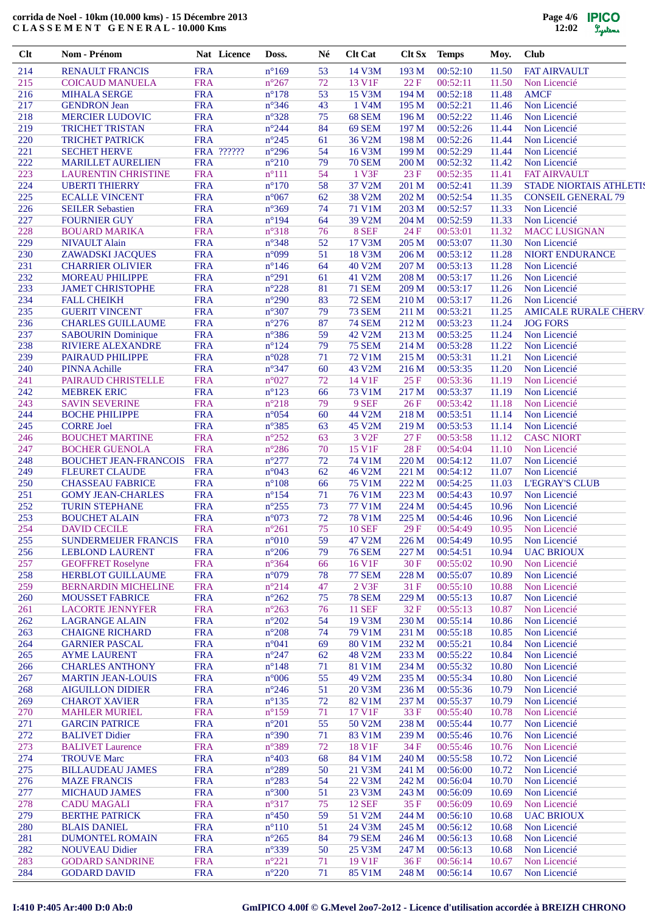**corrida de Noel - 10km (10.000 kms) - 15 Décembre 2013**
**C L A S S E M E N T G E N E R A L - 10.000 Kms**

| Clt | Nom - Prénom | Nat | Licence | Doss. | Né | Clt Cat | Clt Sx | Temps | Moy. | Club |
|---|---|---|---|---|---|---|---|---|---|---|
| 214 | RENAULT FRANCIS | FRA | | n°169 | 53 | 14 V3M | 193 M | 00:52:10 | 11.50 | FAT AIRVAULT |
| 215 | COICAUD MANUELA | FRA | | n°267 | 72 | 13 V1F | 22 F | 00:52:11 | 11.50 | Non Licencié |
| 216 | MIHALA SERGE | FRA | | n°178 | 53 | 15 V3M | 194 M | 00:52:18 | 11.48 | AMCF |
| 217 | GENDRON Jean | FRA | | n°346 | 43 | 1 V4M | 195 M | 00:52:21 | 11.46 | Non Licencié |
| 218 | MERCIER LUDOVIC | FRA | | n°328 | 75 | 68 SEM | 196 M | 00:52:22 | 11.46 | Non Licencié |
| 219 | TRICHET TRISTAN | FRA | | n°244 | 84 | 69 SEM | 197 M | 00:52:26 | 11.44 | Non Licencié |
| 220 | TRICHET PATRICK | FRA | | n°245 | 61 | 36 V2M | 198 M | 00:52:26 | 11.44 | Non Licencié |
| 221 | SECHET HERVE | FRA | ?????? | n°296 | 54 | 16 V3M | 199 M | 00:52:29 | 11.44 | Non Licencié |
| 222 | MARILLET AURELIEN | FRA | | n°210 | 79 | 70 SEM | 200 M | 00:52:32 | 11.42 | Non Licencié |
| 223 | LAURENTIN CHRISTINE | FRA | | n°111 | 54 | 1 V3F | 23 F | 00:52:35 | 11.41 | FAT AIRVAULT |
| 224 | UBERTI THIERRY | FRA | | n°170 | 58 | 37 V2M | 201 M | 00:52:41 | 11.39 | STADE NIORTAIS ATHLETIS |
| 225 | ECALLE VINCENT | FRA | | n°067 | 62 | 38 V2M | 202 M | 00:52:54 | 11.35 | CONSEIL GENERAL 79 |
| 226 | SEILER Sebastien | FRA | | n°369 | 74 | 71 V1M | 203 M | 00:52:57 | 11.33 | Non Licencié |
| 227 | FOURNIER GUY | FRA | | n°194 | 64 | 39 V2M | 204 M | 00:52:59 | 11.33 | Non Licencié |
| 228 | BOUARD MARIKA | FRA | | n°318 | 76 | 8 SEF | 24 F | 00:53:01 | 11.32 | MACC LUSIGNAN |
| 229 | NIVAULT Alain | FRA | | n°348 | 52 | 17 V3M | 205 M | 00:53:07 | 11.30 | Non Licencié |
| 230 | ZAWADSKI JACQUES | FRA | | n°099 | 51 | 18 V3M | 206 M | 00:53:12 | 11.28 | NIORT ENDURANCE |
| 231 | CHARRIER OLIVIER | FRA | | n°146 | 64 | 40 V2M | 207 M | 00:53:13 | 11.28 | Non Licencié |
| 232 | MOREAU PHILIPPE | FRA | | n°291 | 61 | 41 V2M | 208 M | 00:53:17 | 11.26 | Non Licencié |
| 233 | JAMET CHRISTOPHE | FRA | | n°228 | 81 | 71 SEM | 209 M | 00:53:17 | 11.26 | Non Licencié |
| 234 | FALL CHEIKH | FRA | | n°290 | 83 | 72 SEM | 210 M | 00:53:17 | 11.26 | Non Licencié |
| 235 | GUERIT VINCENT | FRA | | n°307 | 79 | 73 SEM | 211 M | 00:53:21 | 11.25 | AMICALE RURALE CHERV |
| 236 | CHARLES GUILLAUME | FRA | | n°276 | 87 | 74 SEM | 212 M | 00:53:23 | 11.24 | JOG FORS |
| 237 | SABOURIN Dominique | FRA | | n°386 | 59 | 42 V2M | 213 M | 00:53:25 | 11.24 | Non Licencié |
| 238 | RIVIERE ALEXANDRE | FRA | | n°124 | 79 | 75 SEM | 214 M | 00:53:28 | 11.22 | Non Licencié |
| 239 | PAIRAUD PHILIPPE | FRA | | n°028 | 71 | 72 V1M | 215 M | 00:53:31 | 11.21 | Non Licencié |
| 240 | PINNA Achille | FRA | | n°347 | 60 | 43 V2M | 216 M | 00:53:35 | 11.20 | Non Licencié |
| 241 | PAIRAUD CHRISTELLE | FRA | | n°027 | 72 | 14 V1F | 25 F | 00:53:36 | 11.19 | Non Licencié |
| 242 | MEBREK ERIC | FRA | | n°123 | 66 | 73 V1M | 217 M | 00:53:37 | 11.19 | Non Licencié |
| 243 | SAVIN SEVERINE | FRA | | n°218 | 79 | 9 SEF | 26 F | 00:53:42 | 11.18 | Non Licencié |
| 244 | BOCHE PHILIPPE | FRA | | n°054 | 60 | 44 V2M | 218 M | 00:53:51 | 11.14 | Non Licencié |
| 245 | CORRE Joel | FRA | | n°385 | 63 | 45 V2M | 219 M | 00:53:53 | 11.14 | Non Licencié |
| 246 | BOUCHET MARTINE | FRA | | n°252 | 63 | 3 V2F | 27 F | 00:53:58 | 11.12 | CASC NIORT |
| 247 | BOCHER GUENOLA | FRA | | n°286 | 70 | 15 V1F | 28 F | 00:54:04 | 11.10 | Non Licencié |
| 248 | BOUCHET JEAN-FRANCOIS | FRA | | n°277 | 72 | 74 V1M | 220 M | 00:54:12 | 11.07 | Non Licencié |
| 249 | FLEURET CLAUDE | FRA | | n°043 | 62 | 46 V2M | 221 M | 00:54:12 | 11.07 | Non Licencié |
| 250 | CHASSEAU FABRICE | FRA | | n°108 | 66 | 75 V1M | 222 M | 00:54:25 | 11.03 | L'EGRAY'S CLUB |
| 251 | GOMY JEAN-CHARLES | FRA | | n°154 | 71 | 76 V1M | 223 M | 00:54:43 | 10.97 | Non Licencié |
| 252 | TURIN STEPHANE | FRA | | n°255 | 73 | 77 V1M | 224 M | 00:54:45 | 10.96 | Non Licencié |
| 253 | BOUCHET ALAIN | FRA | | n°073 | 72 | 78 V1M | 225 M | 00:54:46 | 10.96 | Non Licencié |
| 254 | DAVID CECILE | FRA | | n°261 | 75 | 10 SEF | 29 F | 00:54:49 | 10.95 | Non Licencié |
| 255 | SUNDERMEIJER FRANCIS | FRA | | n°010 | 59 | 47 V2M | 226 M | 00:54:49 | 10.95 | Non Licencié |
| 256 | LEBLOND LAURENT | FRA | | n°206 | 79 | 76 SEM | 227 M | 00:54:51 | 10.94 | UAC BRIOUX |
| 257 | GEOFFRET Roselyne | FRA | | n°364 | 66 | 16 V1F | 30 F | 00:55:02 | 10.90 | Non Licencié |
| 258 | HERBLOT GUILLAUME | FRA | | n°079 | 78 | 77 SEM | 228 M | 00:55:07 | 10.89 | Non Licencié |
| 259 | BERNARDIN MICHELINE | FRA | | n°214 | 47 | 2 V3F | 31 F | 00:55:10 | 10.88 | Non Licencié |
| 260 | MOUSSET FABRICE | FRA | | n°262 | 75 | 78 SEM | 229 M | 00:55:13 | 10.87 | Non Licencié |
| 261 | LACORTE JENNYFER | FRA | | n°263 | 76 | 11 SEF | 32 F | 00:55:13 | 10.87 | Non Licencié |
| 262 | LAGRANGE ALAIN | FRA | | n°202 | 54 | 19 V3M | 230 M | 00:55:14 | 10.86 | Non Licencié |
| 263 | CHAIGNE RICHARD | FRA | | n°208 | 74 | 79 V1M | 231 M | 00:55:18 | 10.85 | Non Licencié |
| 264 | GARNIER PASCAL | FRA | | n°041 | 69 | 80 V1M | 232 M | 00:55:21 | 10.84 | Non Licencié |
| 265 | AYME LAURENT | FRA | | n°247 | 62 | 48 V2M | 233 M | 00:55:22 | 10.84 | Non Licencié |
| 266 | CHARLES ANTHONY | FRA | | n°148 | 71 | 81 V1M | 234 M | 00:55:32 | 10.80 | Non Licencié |
| 267 | MARTIN JEAN-LOUIS | FRA | | n°006 | 55 | 49 V2M | 235 M | 00:55:34 | 10.80 | Non Licencié |
| 268 | AIGUILLON DIDIER | FRA | | n°246 | 51 | 20 V3M | 236 M | 00:55:36 | 10.79 | Non Licencié |
| 269 | CHAROT XAVIER | FRA | | n°135 | 72 | 82 V1M | 237 M | 00:55:37 | 10.79 | Non Licencié |
| 270 | MAHLER MURIEL | FRA | | n°159 | 71 | 17 V1F | 33 F | 00:55:40 | 10.78 | Non Licencié |
| 271 | GARCIN PATRICE | FRA | | n°201 | 55 | 50 V2M | 238 M | 00:55:44 | 10.77 | Non Licencié |
| 272 | BALIVET Didier | FRA | | n°390 | 71 | 83 V1M | 239 M | 00:55:46 | 10.76 | Non Licencié |
| 273 | BALIVET Laurence | FRA | | n°389 | 72 | 18 V1F | 34 F | 00:55:46 | 10.76 | Non Licencié |
| 274 | TROUVE Marc | FRA | | n°403 | 68 | 84 V1M | 240 M | 00:55:58 | 10.72 | Non Licencié |
| 275 | BILLAUDEAU JAMES | FRA | | n°289 | 50 | 21 V3M | 241 M | 00:56:00 | 10.72 | Non Licencié |
| 276 | MAZE FRANCIS | FRA | | n°283 | 54 | 22 V3M | 242 M | 00:56:04 | 10.70 | Non Licencié |
| 277 | MICHAUD JAMES | FRA | | n°300 | 51 | 23 V3M | 243 M | 00:56:09 | 10.69 | Non Licencié |
| 278 | CADU MAGALI | FRA | | n°317 | 75 | 12 SEF | 35 F | 00:56:09 | 10.69 | Non Licencié |
| 279 | BERTHE PATRICK | FRA | | n°450 | 59 | 51 V2M | 244 M | 00:56:10 | 10.68 | UAC BRIOUX |
| 280 | BLAIS DANIEL | FRA | | n°110 | 51 | 24 V3M | 245 M | 00:56:12 | 10.68 | Non Licencié |
| 281 | DUMONTEL ROMAIN | FRA | | n°265 | 84 | 79 SEM | 246 M | 00:56:13 | 10.68 | Non Licencié |
| 282 | NOUVEAU Didier | FRA | | n°339 | 50 | 25 V3M | 247 M | 00:56:13 | 10.68 | Non Licencié |
| 283 | GODARD SANDRINE | FRA | | n°221 | 71 | 19 V1F | 36 F | 00:56:14 | 10.67 | Non Licencié |
| 284 | GODARD DAVID | FRA | | n°220 | 71 | 85 V1M | 248 M | 00:56:14 | 10.67 | Non Licencié |

I:410 P:405 Ar:400 D:0 Ab:0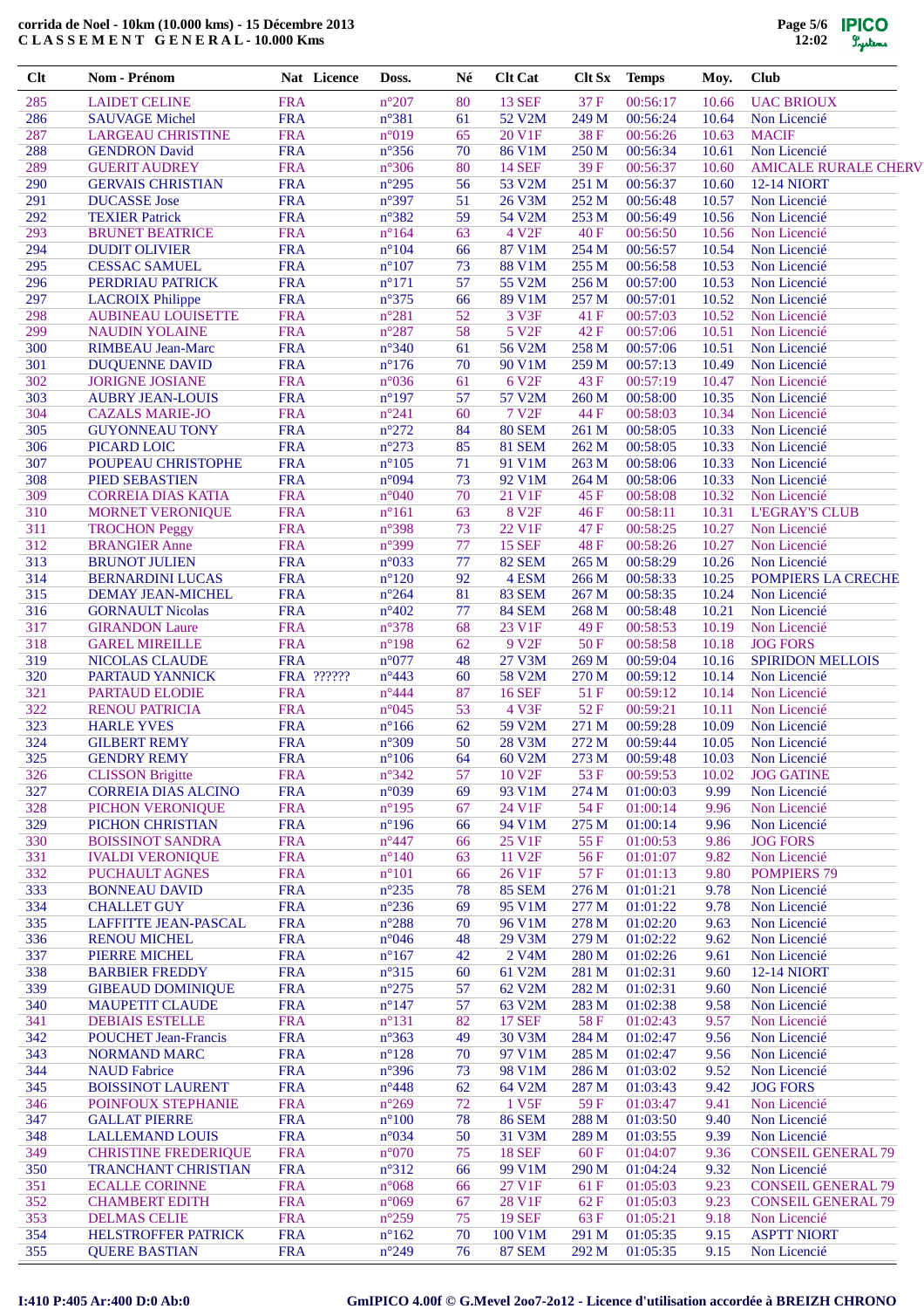**corrida de Noel - 10km (10.000 kms) - 15 Décembre 2013**
**C L A S S E M E N T G E N E R A L - 10.000 Kms**

| Clt | Nom - Prénom | Nat | Licence | Doss. | Né | Clt Cat | Clt Sx | Temps | Moy. | Club |
|---|---|---|---|---|---|---|---|---|---|---|
| 285 | LAIDET CELINE | FRA | | n°207 | 80 | 13 SEF | 37 F | 00:56:17 | 10.66 | UAC BRIOUX |
| 286 | SAUVAGE Michel | FRA | | n°381 | 61 | 52 V2M | 249 M | 00:56:24 | 10.64 | Non Licencié |
| 287 | LARGEAU CHRISTINE | FRA | | n°019 | 65 | 20 V1F | 38 F | 00:56:26 | 10.63 | MACIF |
| 288 | GENDRON David | FRA | | n°356 | 70 | 86 V1M | 250 M | 00:56:34 | 10.61 | Non Licencié |
| 289 | GUERIT AUDREY | FRA | | n°306 | 80 | 14 SEF | 39 F | 00:56:37 | 10.60 | AMICALE RURALE CHERV |
| 290 | GERVAIS CHRISTIAN | FRA | | n°295 | 56 | 53 V2M | 251 M | 00:56:37 | 10.60 | 12-14 NIORT |
| 291 | DUCASSE Jose | FRA | | n°397 | 51 | 26 V3M | 252 M | 00:56:48 | 10.57 | Non Licencié |
| 292 | TEXIER Patrick | FRA | | n°382 | 59 | 54 V2M | 253 M | 00:56:49 | 10.56 | Non Licencié |
| 293 | BRUNET BEATRICE | FRA | | n°164 | 63 | 4 V2F | 40 F | 00:56:50 | 10.56 | Non Licencié |
| 294 | DUDIT OLIVIER | FRA | | n°104 | 66 | 87 V1M | 254 M | 00:56:57 | 10.54 | Non Licencié |
| 295 | CESSAC SAMUEL | FRA | | n°107 | 73 | 88 V1M | 255 M | 00:56:58 | 10.53 | Non Licencié |
| 296 | PERDRIAU PATRICK | FRA | | n°171 | 57 | 55 V2M | 256 M | 00:57:00 | 10.53 | Non Licencié |
| 297 | LACROIX Philippe | FRA | | n°375 | 66 | 89 V1M | 257 M | 00:57:01 | 10.52 | Non Licencié |
| 298 | AUBINEAU LOUISETTE | FRA | | n°281 | 52 | 3 V3F | 41 F | 00:57:03 | 10.52 | Non Licencié |
| 299 | NAUDIN YOLAINE | FRA | | n°287 | 58 | 5 V2F | 42 F | 00:57:06 | 10.51 | Non Licencié |
| 300 | RIMBEAU Jean-Marc | FRA | | n°340 | 61 | 56 V2M | 258 M | 00:57:06 | 10.51 | Non Licencié |
| 301 | DUQUENNE DAVID | FRA | | n°176 | 70 | 90 V1M | 259 M | 00:57:13 | 10.49 | Non Licencié |
| 302 | JORIGNE JOSIANE | FRA | | n°036 | 61 | 6 V2F | 43 F | 00:57:19 | 10.47 | Non Licencié |
| 303 | AUBRY JEAN-LOUIS | FRA | | n°197 | 57 | 57 V2M | 260 M | 00:58:00 | 10.35 | Non Licencié |
| 304 | CAZALS MARIE-JO | FRA | | n°241 | 60 | 7 V2F | 44 F | 00:58:03 | 10.34 | Non Licencié |
| 305 | GUYONNEAU TONY | FRA | | n°272 | 84 | 80 SEM | 261 M | 00:58:05 | 10.33 | Non Licencié |
| 306 | PICARD LOIC | FRA | | n°273 | 85 | 81 SEM | 262 M | 00:58:05 | 10.33 | Non Licencié |
| 307 | POUPEAU CHRISTOPHE | FRA | | n°105 | 71 | 91 V1M | 263 M | 00:58:06 | 10.33 | Non Licencié |
| 308 | PIED SEBASTIEN | FRA | | n°094 | 73 | 92 V1M | 264 M | 00:58:06 | 10.33 | Non Licencié |
| 309 | CORREIA DIAS KATIA | FRA | | n°040 | 70 | 21 V1F | 45 F | 00:58:08 | 10.32 | Non Licencié |
| 310 | MORNET VERONIQUE | FRA | | n°161 | 63 | 8 V2F | 46 F | 00:58:11 | 10.31 | L'EGRAY'S CLUB |
| 311 | TROCHON Peggy | FRA | | n°398 | 73 | 22 V1F | 47 F | 00:58:25 | 10.27 | Non Licencié |
| 312 | BRANGIER Anne | FRA | | n°399 | 77 | 15 SEF | 48 F | 00:58:26 | 10.27 | Non Licencié |
| 313 | BRUNOT JULIEN | FRA | | n°033 | 77 | 82 SEM | 265 M | 00:58:29 | 10.26 | Non Licencié |
| 314 | BERNARDINI LUCAS | FRA | | n°120 | 92 | 4 ESM | 266 M | 00:58:33 | 10.25 | POMPIERS LA CRECHE |
| 315 | DEMAY JEAN-MICHEL | FRA | | n°264 | 81 | 83 SEM | 267 M | 00:58:35 | 10.24 | Non Licencié |
| 316 | GORNAULT Nicolas | FRA | | n°402 | 77 | 84 SEM | 268 M | 00:58:48 | 10.21 | Non Licencié |
| 317 | GIRANDON Laure | FRA | | n°378 | 68 | 23 V1F | 49 F | 00:58:53 | 10.19 | Non Licencié |
| 318 | GAREL MIREILLE | FRA | | n°198 | 62 | 9 V2F | 50 F | 00:58:58 | 10.18 | JOG FORS |
| 319 | NICOLAS CLAUDE | FRA | | n°077 | 48 | 27 V3M | 269 M | 00:59:04 | 10.16 | SPIRIDON MELLOIS |
| 320 | PARTAUD YANNICK | FRA | ?????? | n°443 | 60 | 58 V2M | 270 M | 00:59:12 | 10.14 | Non Licencié |
| 321 | PARTAUD ELODIE | FRA | | n°444 | 87 | 16 SEF | 51 F | 00:59:12 | 10.14 | Non Licencié |
| 322 | RENOU PATRICIA | FRA | | n°045 | 53 | 4 V3F | 52 F | 00:59:21 | 10.11 | Non Licencié |
| 323 | HARLE YVES | FRA | | n°166 | 62 | 59 V2M | 271 M | 00:59:28 | 10.09 | Non Licencié |
| 324 | GILBERT REMY | FRA | | n°309 | 50 | 28 V3M | 272 M | 00:59:44 | 10.05 | Non Licencié |
| 325 | GENDRY REMY | FRA | | n°106 | 64 | 60 V2M | 273 M | 00:59:48 | 10.03 | Non Licencié |
| 326 | CLISSON Brigitte | FRA | | n°342 | 57 | 10 V2F | 53 F | 00:59:53 | 10.02 | JOG GATINE |
| 327 | CORREIA DIAS ALCINO | FRA | | n°039 | 69 | 93 V1M | 274 M | 01:00:03 | 9.99 | Non Licencié |
| 328 | PICHON VERONIQUE | FRA | | n°195 | 67 | 24 V1F | 54 F | 01:00:14 | 9.96 | Non Licencié |
| 329 | PICHON CHRISTIAN | FRA | | n°196 | 66 | 94 V1M | 275 M | 01:00:14 | 9.96 | Non Licencié |
| 330 | BOISSINOT SANDRA | FRA | | n°447 | 66 | 25 V1F | 55 F | 01:00:53 | 9.86 | JOG FORS |
| 331 | IVALDI VERONIQUE | FRA | | n°140 | 63 | 11 V2F | 56 F | 01:01:07 | 9.82 | Non Licencié |
| 332 | PUCHAULT AGNES | FRA | | n°101 | 66 | 26 V1F | 57 F | 01:01:13 | 9.80 | POMPIERS 79 |
| 333 | BONNEAU DAVID | FRA | | n°235 | 78 | 85 SEM | 276 M | 01:01:21 | 9.78 | Non Licencié |
| 334 | CHALLET GUY | FRA | | n°236 | 69 | 95 V1M | 277 M | 01:01:22 | 9.78 | Non Licencié |
| 335 | LAFFITTE JEAN-PASCAL | FRA | | n°288 | 70 | 96 V1M | 278 M | 01:02:20 | 9.63 | Non Licencié |
| 336 | RENOU MICHEL | FRA | | n°046 | 48 | 29 V3M | 279 M | 01:02:22 | 9.62 | Non Licencié |
| 337 | PIERRE MICHEL | FRA | | n°167 | 42 | 2 V4M | 280 M | 01:02:26 | 9.61 | Non Licencié |
| 338 | BARBIER FREDDY | FRA | | n°315 | 60 | 61 V2M | 281 M | 01:02:31 | 9.60 | 12-14 NIORT |
| 339 | GIBEAUD DOMINIQUE | FRA | | n°275 | 57 | 62 V2M | 282 M | 01:02:31 | 9.60 | Non Licencié |
| 340 | MAUPETIT CLAUDE | FRA | | n°147 | 57 | 63 V2M | 283 M | 01:02:38 | 9.58 | Non Licencié |
| 341 | DEBIAIS ESTELLE | FRA | | n°131 | 82 | 17 SEF | 58 F | 01:02:43 | 9.57 | Non Licencié |
| 342 | POUCHET Jean-Francis | FRA | | n°363 | 49 | 30 V3M | 284 M | 01:02:47 | 9.56 | Non Licencié |
| 343 | NORMAND MARC | FRA | | n°128 | 70 | 97 V1M | 285 M | 01:02:47 | 9.56 | Non Licencié |
| 344 | NAUD Fabrice | FRA | | n°396 | 73 | 98 V1M | 286 M | 01:03:02 | 9.52 | Non Licencié |
| 345 | BOISSINOT LAURENT | FRA | | n°448 | 62 | 64 V2M | 287 M | 01:03:43 | 9.42 | JOG FORS |
| 346 | POINFOUX STEPHANIE | FRA | | n°269 | 72 | 1 V5F | 59 F | 01:03:47 | 9.41 | Non Licencié |
| 347 | GALLAT PIERRE | FRA | | n°100 | 78 | 86 SEM | 288 M | 01:03:50 | 9.40 | Non Licencié |
| 348 | LALLEMAND LOUIS | FRA | | n°034 | 50 | 31 V3M | 289 M | 01:03:55 | 9.39 | Non Licencié |
| 349 | CHRISTINE FREDERIQUE | FRA | | n°070 | 75 | 18 SEF | 60 F | 01:04:07 | 9.36 | CONSEIL GENERAL 79 |
| 350 | TRANCHANT CHRISTIAN | FRA | | n°312 | 66 | 99 V1M | 290 M | 01:04:24 | 9.32 | Non Licencié |
| 351 | ECALLE CORINNE | FRA | | n°068 | 66 | 27 V1F | 61 F | 01:05:03 | 9.23 | CONSEIL GENERAL 79 |
| 352 | CHAMBERT EDITH | FRA | | n°069 | 67 | 28 V1F | 62 F | 01:05:03 | 9.23 | CONSEIL GENERAL 79 |
| 353 | DELMAS CELIE | FRA | | n°259 | 75 | 19 SEF | 63 F | 01:05:21 | 9.18 | Non Licencié |
| 354 | HELSTROFFER PATRICK | FRA | | n°162 | 70 | 100 V1M | 291 M | 01:05:35 | 9.15 | ASPTT NIORT |
| 355 | QUERE BASTIAN | FRA | | n°249 | 76 | 87 SEM | 292 M | 01:05:35 | 9.15 | Non Licencié |

I:410 P:405 Ar:400 D:0 Ab:0

GmIPICO 4.00f © G.Mevel 2oo7-2o12 - Licence d'utilisation accordée à BREIZH CHRONO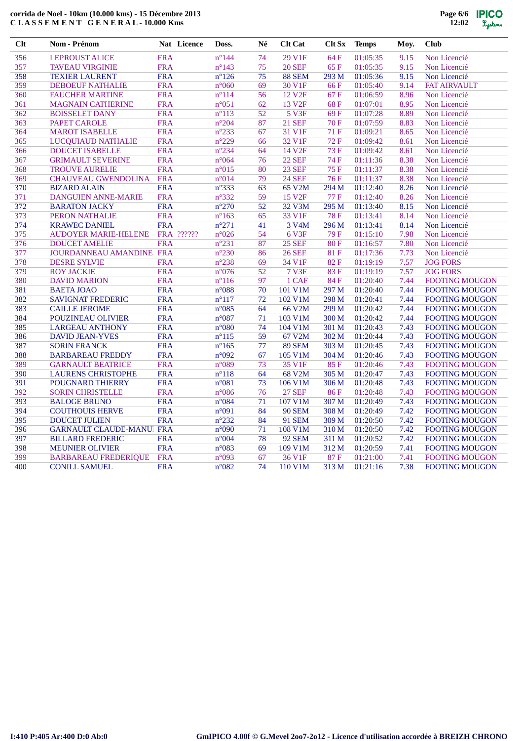**corrida de Noel - 10km (10.000 kms) - 15 Décembre 2013**
**C L A S S E M E N T G E N E R A L - 10.000 Kms**

| Clt | Nom - Prénom | Nat | Licence | Doss. | Né | Clt Cat | Clt Sx | Temps | Moy. | Club |
|---|---|---|---|---|---|---|---|---|---|---|
| 356 | LEPROUST ALICE | FRA | | n°144 | 74 | 29 V1F | 64 F | 01:05:35 | 9.15 | Non Licencié |
| 357 | TAVEAU VIRGINIE | FRA | | n°143 | 75 | 20 SEF | 65 F | 01:05:35 | 9.15 | Non Licencié |
| 358 | TEXIER LAURENT | FRA | | n°126 | 75 | 88 SEM | 293 M | 01:05:36 | 9.15 | Non Licencié |
| 359 | DEBOEUF NATHALIE | FRA | | n°060 | 69 | 30 V1F | 66 F | 01:05:40 | 9.14 | FAT AIRVAULT |
| 360 | FAUCHER MARTINE | FRA | | n°114 | 56 | 12 V2F | 67 F | 01:06:59 | 8.96 | Non Licencié |
| 361 | MAGNAIN CATHERINE | FRA | | n°051 | 62 | 13 V2F | 68 F | 01:07:01 | 8.95 | Non Licencié |
| 362 | BOISSELET DANY | FRA | | n°113 | 52 | 5 V3F | 69 F | 01:07:28 | 8.89 | Non Licencié |
| 363 | PAPET CAROLE | FRA | | n°204 | 87 | 21 SEF | 70 F | 01:07:59 | 8.83 | Non Licencié |
| 364 | MAROT ISABELLE | FRA | | n°233 | 67 | 31 V1F | 71 F | 01:09:21 | 8.65 | Non Licencié |
| 365 | LUCQUIAUD NATHALIE | FRA | | n°229 | 66 | 32 V1F | 72 F | 01:09:42 | 8.61 | Non Licencié |
| 366 | DOUCET ISABELLE | FRA | | n°234 | 64 | 14 V2F | 73 F | 01:09:42 | 8.61 | Non Licencié |
| 367 | GRIMAULT SEVERINE | FRA | | n°064 | 76 | 22 SEF | 74 F | 01:11:36 | 8.38 | Non Licencié |
| 368 | TROUVE AURELIE | FRA | | n°015 | 80 | 23 SEF | 75 F | 01:11:37 | 8.38 | Non Licencié |
| 369 | CHAUVEAU GWENDOLINA | FRA | | n°014 | 79 | 24 SEF | 76 F | 01:11:37 | 8.38 | Non Licencié |
| 370 | BIZARD ALAIN | FRA | | n°333 | 63 | 65 V2M | 294 M | 01:12:40 | 8.26 | Non Licencié |
| 371 | DANGUIEN ANNE-MARIE | FRA | | n°332 | 59 | 15 V2F | 77 F | 01:12:40 | 8.26 | Non Licencié |
| 372 | BARATON JACKY | FRA | | n°270 | 52 | 32 V3M | 295 M | 01:13:40 | 8.15 | Non Licencié |
| 373 | PERON NATHALIE | FRA | | n°163 | 65 | 33 V1F | 78 F | 01:13:41 | 8.14 | Non Licencié |
| 374 | KRAWEC DANIEL | FRA | | n°271 | 41 | 3 V4M | 296 M | 01:13:41 | 8.14 | Non Licencié |
| 375 | AUDOYER MARIE-HELENE | FRA | ?????? | n°026 | 54 | 6 V3F | 79 F | 01:15:10 | 7.98 | Non Licencié |
| 376 | DOUCET AMELIE | FRA | | n°231 | 87 | 25 SEF | 80 F | 01:16:57 | 7.80 | Non Licencié |
| 377 | JOURDANNEAU AMANDINE | FRA | | n°230 | 86 | 26 SEF | 81 F | 01:17:36 | 7.73 | Non Licencié |
| 378 | DESRE SYLVIE | FRA | | n°238 | 69 | 34 V1F | 82 F | 01:19:19 | 7.57 | JOG FORS |
| 379 | ROY JACKIE | FRA | | n°076 | 52 | 7 V3F | 83 F | 01:19:19 | 7.57 | JOG FORS |
| 380 | DAVID MARION | FRA | | n°116 | 97 | 1 CAF | 84 F | 01:20:40 | 7.44 | FOOTING MOUGON |
| 381 | BAETA JOAO | FRA | | n°088 | 70 | 101 V1M | 297 M | 01:20:40 | 7.44 | FOOTING MOUGON |
| 382 | SAVIGNAT FREDERIC | FRA | | n°117 | 72 | 102 V1M | 298 M | 01:20:41 | 7.44 | FOOTING MOUGON |
| 383 | CAILLE JEROME | FRA | | n°085 | 64 | 66 V2M | 299 M | 01:20:42 | 7.44 | FOOTING MOUGON |
| 384 | POUZINEAU OLIVIER | FRA | | n°087 | 71 | 103 V1M | 300 M | 01:20:42 | 7.44 | FOOTING MOUGON |
| 385 | LARGEAU ANTHONY | FRA | | n°080 | 74 | 104 V1M | 301 M | 01:20:43 | 7.43 | FOOTING MOUGON |
| 386 | DAVID JEAN-YVES | FRA | | n°115 | 59 | 67 V2M | 302 M | 01:20:44 | 7.43 | FOOTING MOUGON |
| 387 | SORIN FRANCK | FRA | | n°165 | 77 | 89 SEM | 303 M | 01:20:45 | 7.43 | FOOTING MOUGON |
| 388 | BARBAREAU FREDDY | FRA | | n°092 | 67 | 105 V1M | 304 M | 01:20:46 | 7.43 | FOOTING MOUGON |
| 389 | GARNAULT BEATRICE | FRA | | n°089 | 73 | 35 V1F | 85 F | 01:20:46 | 7.43 | FOOTING MOUGON |
| 390 | LAURENS CHRISTOPHE | FRA | | n°118 | 64 | 68 V2M | 305 M | 01:20:47 | 7.43 | FOOTING MOUGON |
| 391 | POUGNARD THIERRY | FRA | | n°081 | 73 | 106 V1M | 306 M | 01:20:48 | 7.43 | FOOTING MOUGON |
| 392 | SORIN CHRISTELLE | FRA | | n°086 | 76 | 27 SEF | 86 F | 01:20:48 | 7.43 | FOOTING MOUGON |
| 393 | BALOGE BRUNO | FRA | | n°084 | 71 | 107 V1M | 307 M | 01:20:49 | 7.43 | FOOTING MOUGON |
| 394 | COUTHOUIS HERVE | FRA | | n°091 | 84 | 90 SEM | 308 M | 01:20:49 | 7.42 | FOOTING MOUGON |
| 395 | DOUCET JULIEN | FRA | | n°232 | 84 | 91 SEM | 309 M | 01:20:50 | 7.42 | FOOTING MOUGON |
| 396 | GARNAULT CLAUDE-MANU | FRA | | n°090 | 71 | 108 V1M | 310 M | 01:20:50 | 7.42 | FOOTING MOUGON |
| 397 | BILLARD FREDERIC | FRA | | n°004 | 78 | 92 SEM | 311 M | 01:20:52 | 7.42 | FOOTING MOUGON |
| 398 | MEUNIER OLIVIER | FRA | | n°083 | 69 | 109 V1M | 312 M | 01:20:59 | 7.41 | FOOTING MOUGON |
| 399 | BARBAREAU FREDERIQUE | FRA | | n°093 | 67 | 36 V1F | 87 F | 01:21:00 | 7.41 | FOOTING MOUGON |
| 400 | CONILL SAMUEL | FRA | | n°082 | 74 | 110 V1M | 313 M | 01:21:16 | 7.38 | FOOTING MOUGON |

I:410 P:405 Ar:400 D:0 Ab:0

GmIPICO 4.00f © G.Mevel 2oo7-2o12 - Licence d'utilisation accordée à BREIZH CHRONO